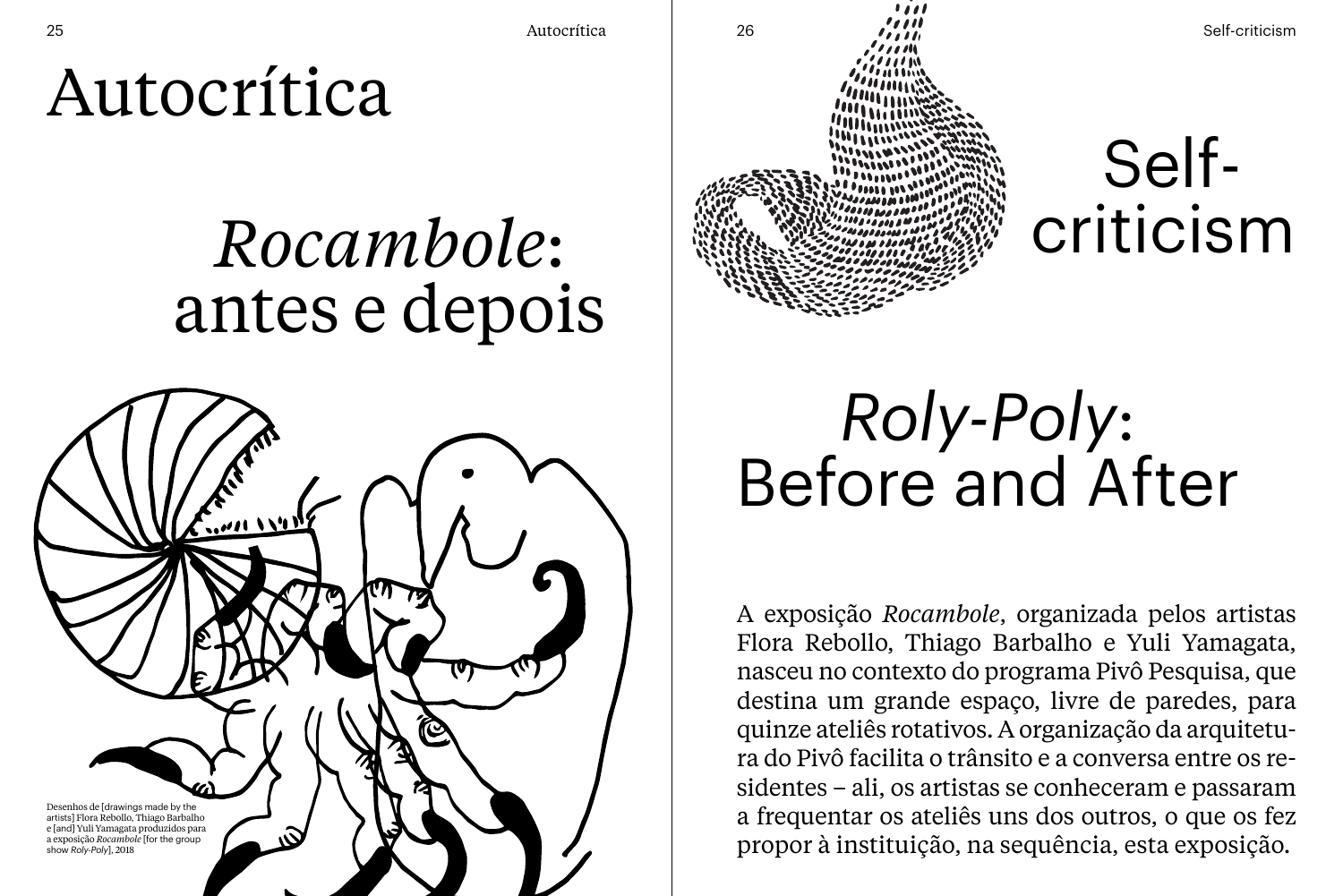# Autocrítica

## *Rocambole*: antes e depois

Desenhos de [drawings made by the artists] Flora Rebollo, Thiago Barbalho e [and] Yuli Yamagata produzidos para a exposição *Rocambole* [for the group show *Roly-Poly*], 2018

# Self-criticism

## *Roly-Poly*: Before and After

A exposição *Rocambole*, organizada pelos artistas Flora Rebollo, Thiago Barbalho e Yuli Yamagata, nasceu no contexto do programa Pivô Pesquisa, que destina um grande espaço, livre de paredes, para quinze ateliês rotativos. A organização da arquitetura do Pivô facilita o trânsito e a conversa entre os residentes – ali, os artistas se conheceram e passaram a frequentar os ateliês uns dos outros, o que os fez propor à instituição, na sequência, esta exposição.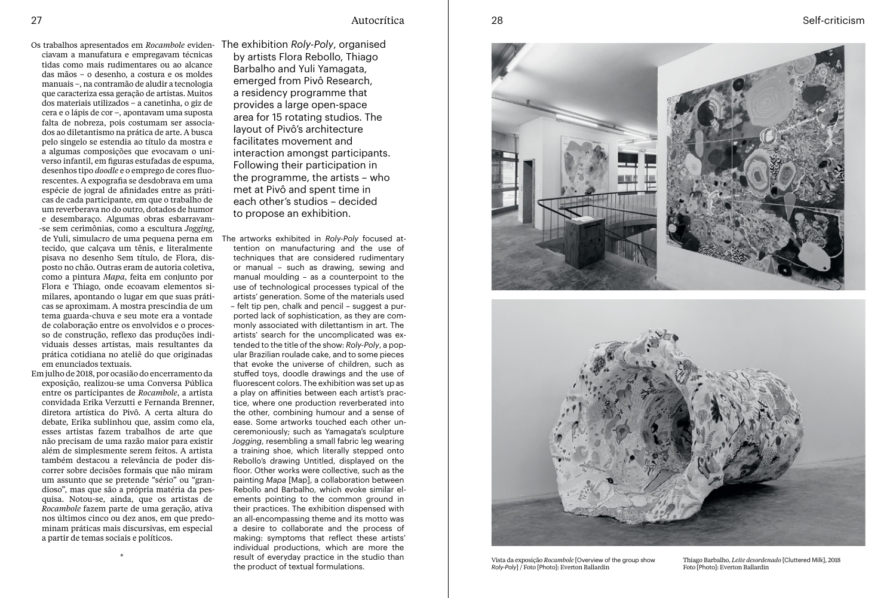Os trabalhos apresentados em *Rocambole* evidenciavam a manufatura e empregavam técnicas tidas como mais rudimentares ou ao alcance das mãos – o desenho, a costura e os moldes manuais –, na contramão de aludir a tecnologia que caracteriza essa geração de artistas. Muitos dos materiais utilizados – a canetinha, o giz de cera e o lápis de cor –, apontavam uma suposta falta de nobreza, pois costumam ser associados ao diletantismo na prática de arte. A busca pelo singelo se estendia ao título da mostra e a algumas composições que evocavam o universo infantil, em figuras estufadas de espuma, desenhos tipo *doodle* e o emprego de cores fluorescentes. A expografia se desdobrava em uma espécie de jogral de afinidades entre as práticas de cada participante, em que o trabalho de um reverberava no do outro, dotados de humor e desembaraço. Algumas obras esbarravam-se sem cerimônias, como a escultura *Jogging*, de Yuli, simulacro de uma pequena perna em tecido, que calçava um tênis, e literalmente pisava no desenho Sem título, de Flora, disposto no chão. Outras eram de autoria coletiva, como a pintura *Mapa*, feita em conjunto por Flora e Thiago, onde ecoavam elementos similares, apontando o lugar em que suas práticas se aproximam. A mostra prescindia de um tema guarda-chuva e seu mote era a vontade de colaboração entre os envolvidos e o processo de construção, reflexo das produções individuais desses artistas, mais resultantes da prática cotidiana no ateliê do que originadas em enunciados textuais.

Em julho de 2018, por ocasião do encerramento da exposição, realizou-se uma Conversa Pública entre os participantes de *Rocambole*, a artista convidada Erika Verzutti e Fernanda Brenner, diretora artística do Pivô. A certa altura do debate, Erika sublinhou que, assim como ela, esses artistas fazem trabalhos de arte que não precisam de uma razão maior para existir além de simplesmente serem feitos. A artista também destacou a relevância de poder discorrer sobre decisões formais que não miram um assunto que se pretende "sério" ou "grandioso", mas que são a própria matéria da pesquisa. Notou-se, ainda, que os artistas de *Rocambole* fazem parte de uma geração, ativa nos últimos cinco ou dez anos, em que predominam práticas mais discursivas, em especial a partir de temas sociais e políticos.

*

The exhibition *Roly-Poly*, organised by artists Flora Rebollo, Thiago Barbalho and Yuli Yamagata, emerged from Pivô Research, a residency programme that provides a large open-space area for 15 rotating studios. The layout of Pivô's architecture facilitates movement and interaction amongst participants. Following their participation in the programme, the artists – who met at Pivô and spent time in each other's studios – decided to propose an exhibition.

The artworks exhibited in *Roly-Poly* focused attention on manufacturing and the use of techniques that are considered rudimentary or manual – such as drawing, sewing and manual moulding – as a counterpoint to the use of technological processes typical of the artists' generation. Some of the materials used – felt tip pen, chalk and pencil – suggest a purported lack of sophistication, as they are commonly associated with dilettantism in art. The artists' search for the uncomplicated was extended to the title of the show: *Roly-Poly*, a popular Brazilian roulade cake, and to some pieces that evoke the universe of children, such as stuffed toys, doodle drawings and the use of fluorescent colors. The exhibition was set up as a play on affinities between each artist's practice, where one production reverberated into the other, combining humour and a sense of ease. Some artworks touched each other unceremoniously; such as Yamagata's sculpture *Jogging*, resembling a small fabric leg wearing a training shoe, which literally stepped onto Rebollo's drawing Untitled, displayed on the floor. Other works were collective, such as the painting *Mapa* [Map], a collaboration between Rebollo and Barbalho, which evoke similar elements pointing to the common ground in their practices. The exhibition dispensed with an all-encompassing theme and its motto was a desire to collaborate and the process of making: symptoms that reflect these artists' individual productions, which are more the result of everyday practice in the studio than the product of textual formulations.

Vista da exposição *Rocambole* [Overview of the group show *Roly-Poly*] / Foto [Photo]: Everton Ballardin

Thiago Barbalho, *Leite desordenado* [Cluttered Milk], 2018
Foto [Photo]: Everton Ballardin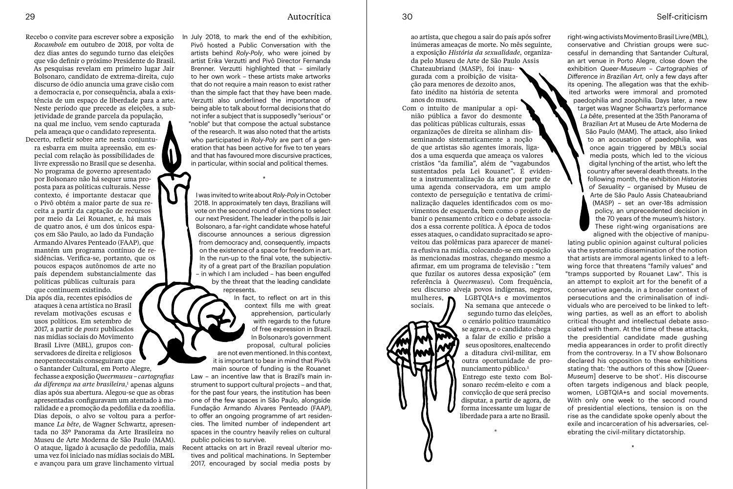Recebo o convite para escrever sobre a exposição *Rocambole* em outubro de 2018, por volta de dez dias antes do segundo turno das eleições que vão definir o próximo Presidente do Brasil. As pesquisas revelam em primeiro lugar Jair Bolsonaro, candidato de extrema-direita, cujo discurso de ódio anuncia uma grave cisão com a democracia e, por consequência, abala a existência de um espaço de liberdade para a arte. Neste período que precede as eleições, a subjetividade de grande parcela da população, na qual me incluo, vem sendo capturada pela ameaça que o candidato representa.

Decerto, refletir sobre arte nesta conjuntura esbarra em muita apreensão, em especial com relação às possibilidades de livre expressão no Brasil que se desenha. No programa de governo apresentado por Bolsonaro não há sequer uma proposta para as políticas culturais. Nesse contexto, é importante destacar que o Pivô obtém a maior parte de sua receita a partir da captação de recursos por meio da Lei Rouanet, e, há mais de quatro anos, é um dos únicos espaços em São Paulo, ao lado da Fundação Armando Alvares Penteado (FAAP), que mantém um programa contínuo de residências. Verifica-se, portanto, que os poucos espaços autônomos de arte no país dependem substancialmente das políticas públicas culturais para que continuem existindo.

Dia após dia, recentes episódios de ataques à cena artística no Brasil revelam motivações escusas e usos políticos. Em setembro de 2017, a partir de *posts* publicados nas mídias sociais do Movimento Brasil Livre (MBL), grupos conservadores de direita e religiosos neopentecostais conseguiram que o Santander Cultural, em Porto Alegre, fechasse a exposição *Queermuseu – cartografias da diferença na arte brasileira*,[1] apenas alguns dias após sua abertura. Alegou-se que as obras apresentadas configuravam um atentado à moralidade e a promoção da pedofilia e da zoofilia. Dias depois, o alvo se voltou para a performance *La bête*, de Wagner Schwartz, apresentada no 35º Panorama da Arte Brasileira no Museu de Arte Moderna de São Paulo (MAM). O ataque, ligado à acusação de pedofilia, mais uma vez foi iniciado nas mídias sociais do MBL e avançou para um grave linchamento virtual ao artista, que chegou a sair do país após sofrer inúmeras ameaças de morte. No mês seguinte, a exposição *História da sexualidade*, organizada pelo Museu de Arte de São Paulo Assis Chateaubriand (MASP), foi inaugurada com a proibição de visitação para menores de dezoito anos, fato inédito na história de setenta anos do museu.

Com o intuito de manipular a opinião pública a favor do desmonte das políticas públicas culturais, essas organizações de direita se alinham disseminando sistematicamente a noção de que artistas são agentes imorais, ligados a uma esquerda que ameaça os valores cristãos "da família", além de "vagabundos sustentados pela Lei Rouanet". É evidente a instrumentalização da arte por parte de uma agenda conservadora, em um amplo contexto de perseguição e tentativa de criminalização daqueles identificados com os movimentos de esquerda, bem como o projeto de banir o pensamento crítico e o debate associados a essa corrente política. À época de todos esses ataques, o candidato supracitado se aproveitou das polêmicas para aparecer de maneira efusiva na mídia, colocando-se em oposição às mencionadas mostras, chegando mesmo a afirmar, em um programa de televisão : "tem que fuzilar os autores dessa exposição" (em referência à *Queermuseu*). Com frequência, seu discurso alveja povos indígenas, negros, mulheres, LGBTQIA+s e movimentos sociais. Na semana que antecede o segundo turno das eleições, o cenário político traumático se agrava, e o candidato chega a falar de exílio e prisão a seus opositores, enaltecendo a ditadura civil-militar, em outra oportunidade de pronunciamento público.[3]

Entrego este texto com Bolsonaro recém-eleito e com a convicção de que será preciso disputar, a partir de agora, de forma incessante um lugar de liberdade para a arte no Brasil.

*

In July 2018, to mark the end of the exhibition, Pivô hosted a Public Conversation with the artists behind *Roly-Poly*, who were joined by artist Erika Verzutti and Pivô Director Fernanda Brenner. Verzutti highlighted that – similarly to her own work – these artists make artworks that do not require a main reason to exist rather than the simple fact that they have been made. Verzutti also underlined the importance of being able to talk about formal decisions that do not infer a subject that is supposedly "serious" or "noble" but that compose the actual substance of the research. It was also noted that the artists who participated in *Roly-Poly* are part of a generation that has been active for five to ten years and that has favoured more discursive practices, in particular, within social and political themes.

*

I was invited to write about *Roly-Poly* in October 2018. In approximately ten days, Brazilians will vote on the second round of elections to select our next President. The leader in the polls is Jair Bolsonaro, a far-right candidate whose hateful discourse announces a serious digression from democracy and, consequently, impacts on the existence of a space for freedom in art. In the run-up to the final vote, the subjectivity of a great part of the Brazilian population – in which I am included – has been engulfed by the threat that the leading candidate represents.

In fact, to reflect on art in this context fills me with great apprehension, particularly with regards to the future of free expression in Brazil. In Bolsonaro's government proposal, cultural policies are not even mentioned. In this context, it is important to bear in mind that Pivô's main source of funding is the Rouanet Law – an incentive law that is Brazil's main instrument to support cultural projects – and that, for the past four years, the institution has been one of the few spaces in São Paulo, alongside Fundação Armando Alvares Penteado (FAAP), to offer an ongoing programme of art residencies. The limited number of independent art spaces in the country heavily relies on cultural public policies to survive.

Recent attacks on art in Brazil reveal ulterior motives and political machinations. In September 2017, encouraged by social media posts by right-wing activists Movimento Brasil Livre (MBL), conservative and Christian groups were successful in demanding that Santander Cultural, an art venue in Porto Alegre, close down the exhibition *Queer-Museum – Cartographies of Difference in Brazilian Art*, only a few days after its opening. The allegation was that the exhibited artworks were immoral and promoted paedophilia and zoophilia. Days later, a new target was Wagner Schwartz's performance *La bête*, presented at the 35th Panorama of Brazilian Art at Museu de Arte Moderna de São Paulo (MAM). The attack, also linked to an accusation of paedophilia, was once again triggered by MBL's social media posts, which led to the vicious digital lynching of the artist, who left the country after several death threats. In the following month, the exhibition *Histories of Sexuality* – organised by Museu de Arte de São Paulo Assis Chateaubriand (MASP) – set an over-18s admission policy, an unprecedented decision in the 70 years of the museum's history.

These right-wing organisations are aligned with the objective of manipulating public opinion against cultural policies via the systematic dissemination of the notion that artists are immoral agents linked to a left-wing force that threatens "family values" and "tramps supported by Rouanet Law". This is an attempt to exploit art for the benefit of a conservative agenda, in a broader context of persecutions and the criminalisation of individuals who are perceived to be linked to left-wing parties, as well as an effort to abolish critical thought and intellectual debate associated with them. At the time of these attacks, the presidential candidate made gushing media appearances in order to profit directly from the controversy. In a TV show Bolsonaro declared his opposition to these exhibitions stating that: 'the authors of this show [*Queer-Museum*] deserve to be shot'. His discourse often targets indigenous and black people, women, LGBTQIA+s and social movements. With only one week to the second round of presidential elections, tension is on the rise as the candidate spoke openly about the exile and incarceration of his adversaries, celebrating the civil-military dictatorship.

*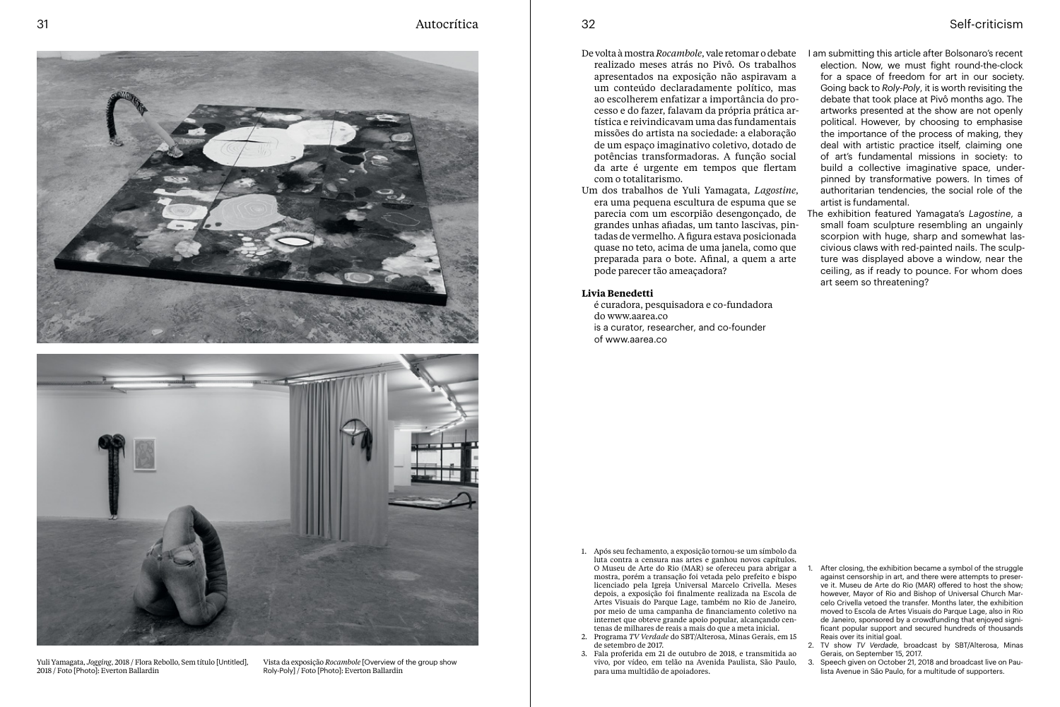Yuli Yamagata, *Jogging*, 2018 / Flora Rebollo, Sem título [Untitled], 2018 / Foto [Photo]: Everton Ballardin

Vista da exposição *Rocambole* [Overview of the group show Roly-Poly] / Foto [Photo]: Everton Ballardin

De volta à mostra *Rocambole*, vale retomar o debate realizado meses atrás no Pivô. Os trabalhos apresentados na exposição não aspiravam a um conteúdo declaradamente político, mas ao escolherem enfatizar a importância do processo e do fazer, falavam da própria prática artística e reivindicavam uma das fundamentais missões do artista na sociedade: a elaboração de um espaço imaginativo coletivo, dotado de potências transformadoras. A função social da arte é urgente em tempos que flertam com o totalitarismo.

Um dos trabalhos de Yuli Yamagata, *Lagostine*, era uma pequena escultura de espuma que se parecia com um escorpião desengonçado, de grandes unhas afiadas, um tanto lascivas, pintadas de vermelho. A figura estava posicionada quase no teto, acima de uma janela, como que preparada para o bote. Afinal, a quem a arte pode parecer tão ameaçadora?

**Livia Benedetti**

é curadora, pesquisadora e co-fundadora do www.aarea.co

is a curator, researcher, and co-founder of www.aarea.co

I am submitting this article after Bolsonaro's recent election. Now, we must fight round-the-clock for a space of freedom for art in our society. Going back to *Roly-Poly*, it is worth revisiting the debate that took place at Pivô months ago. The artworks presented at the show are not openly political. However, by choosing to emphasise the importance of the process of making, they deal with artistic practice itself, claiming one of art's fundamental missions in society: to build a collective imaginative space, underpinned by transformative powers. In times of authoritarian tendencies, the social role of the artist is fundamental.

The exhibition featured Yamagata's *Lagostine*, a small foam sculpture resembling an ungainly scorpion with huge, sharp and somewhat lascivious claws with red-painted nails. The sculpture was displayed above a window, near the ceiling, as if ready to pounce. For whom does art seem so threatening?

1. Após seu fechamento, a exposição tornou-se um símbolo da luta contra a censura nas artes e ganhou novos capítulos. O Museu de Arte do Rio (MAR) se ofereceu para abrigar a mostra, porém a transação foi vetada pelo prefeito e bispo licenciado pela Igreja Universal Marcelo Crivella. Meses depois, a exposição foi finalmente realizada na Escola de Artes Visuais do Parque Lage, também no Rio de Janeiro, por meio de uma campanha de financiamento coletivo na internet que obteve grande apoio popular, alcançando centenas de milhares de reais a mais do que a meta inicial.
2. Programa *TV Verdade* do SBT/Alterosa, Minas Gerais, em 15 de setembro de 2017.
3. Fala proferida em 21 de outubro de 2018, e transmitida ao vivo, por vídeo, em telão na Avenida Paulista, São Paulo, para uma multidão de apoiadores.

1. After closing, the exhibition became a symbol of the struggle against censorship in art, and there were attempts to preserve it. Museu de Arte do Rio (MAR) offered to host the show; however, Mayor of Rio and Bishop of Universal Church Marcelo Crivella vetoed the transfer. Months later, the exhibition moved to Escola de Artes Visuais do Parque Lage, also in Rio de Janeiro, sponsored by a crowdfunding that enjoyed significant popular support and secured hundreds of thousands Reais over its initial goal.
2. TV show *TV Verdade*, broadcast by SBT/Alterosa, Minas Gerais, on September 15, 2017.
3. Speech given on October 21, 2018 and broadcast live on Paulista Avenue in São Paulo, for a multitude of supporters.